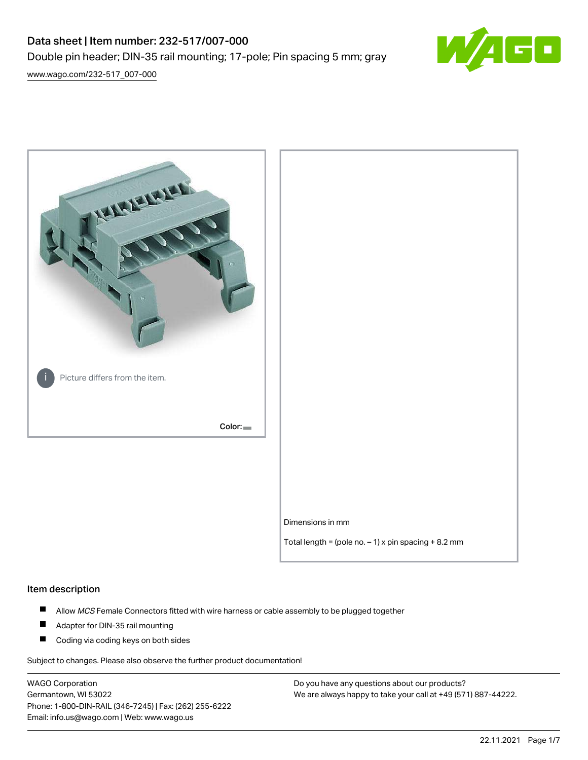# Data sheet | Item number: 232-517/007-000

Double pin header; DIN-35 rail mounting; 17-pole; Pin spacing 5 mm; gray

www.wago.com/232-517_007-000

Picture differs from the item.

Color:

Dimensions in mm

Total length = (pole no. – 1) x pin spacing + 8.2 mm

## Item description

- Allow *MCS* Female Connectors fitted with wire harness or cable assembly to be plugged together
- Adapter for DIN-35 rail mounting
- Coding via coding keys on both sides

Subject to changes. Please also observe the further product documentation!

WAGO Corporation
Germantown, WI 53022
Phone: 1-800-DIN-RAIL (346-7245) | Fax: (262) 255-6222
Email: info.us@wago.com | Web: www.wago.us

Do you have any questions about our products?
We are always happy to take your call at +49 (571) 887-44222.

22.11.2021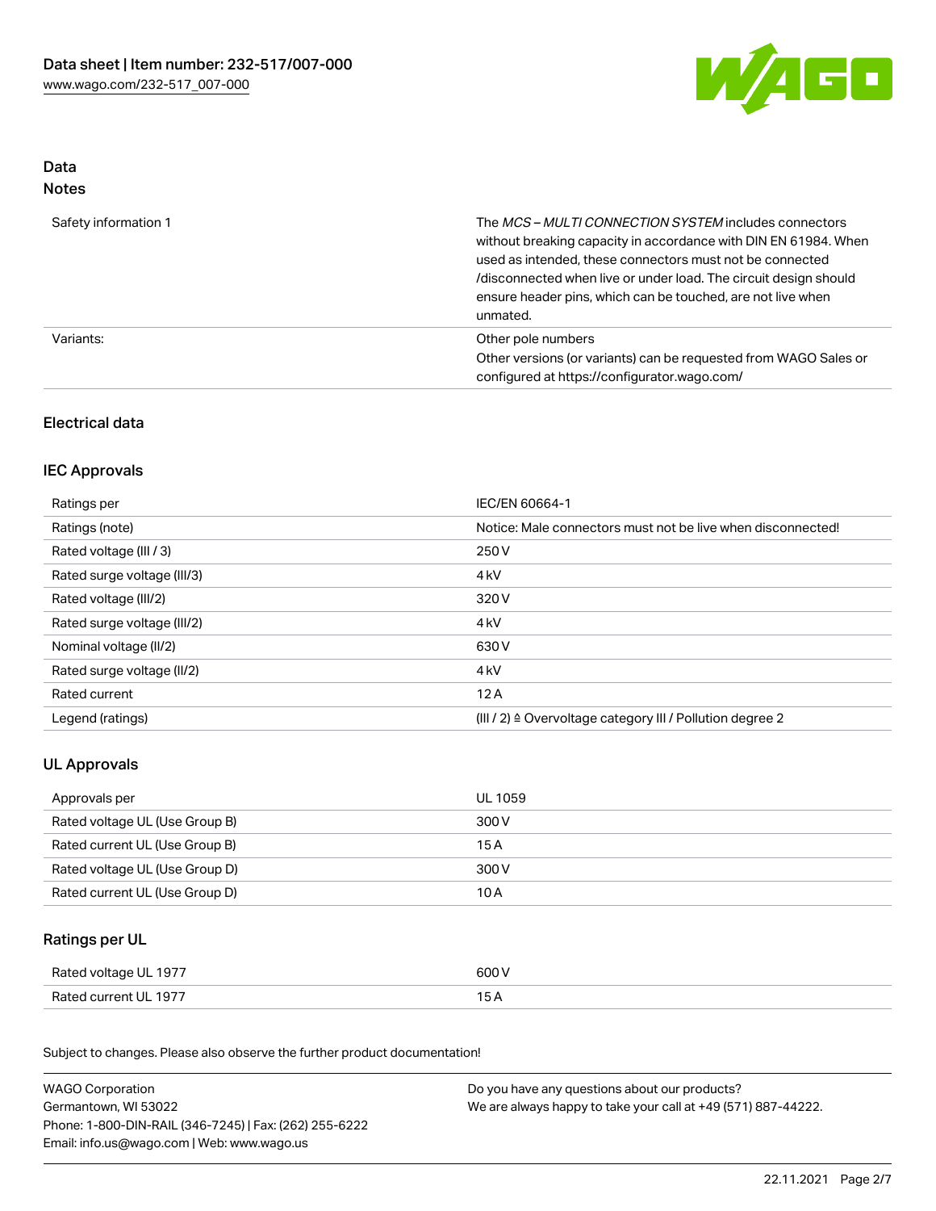## Data

### Notes

| | |
|---|---|
| Safety information 1 | The *MCS – MULTI CONNECTION SYSTEM* includes connectors without breaking capacity in accordance with DIN EN 61984. When used as intended, these connectors must not be connected /disconnected when live or under load. The circuit design should ensure header pins, which can be touched, are not live when unmated. |
| Variants: | Other pole numbers<br>Other versions (or variants) can be requested from WAGO Sales or configured at https://configurator.wago.com/ |

## Electrical data

### IEC Approvals

| | |
|---|---|
| Ratings per | IEC/EN 60664-1 |
| Ratings (note) | Notice: Male connectors must not be live when disconnected! |
| Rated voltage (III / 3) | 250 V |
| Rated surge voltage (III/3) | 4 kV |
| Rated voltage (III/2) | 320 V |
| Rated surge voltage (III/2) | 4 kV |
| Nominal voltage (II/2) | 630 V |
| Rated surge voltage (II/2) | 4 kV |
| Rated current | 12 A |
| Legend (ratings) | (III / 2) ≙ Overvoltage category III / Pollution degree 2 |

### UL Approvals

| | |
|---|---|
| Approvals per | UL 1059 |
| Rated voltage UL (Use Group B) | 300 V |
| Rated current UL (Use Group B) | 15 A |
| Rated voltage UL (Use Group D) | 300 V |
| Rated current UL (Use Group D) | 10 A |

### Ratings per UL

| | |
|---|---|
| Rated voltage UL 1977 | 600 V |
| Rated current UL 1977 | 15 A |

Subject to changes. Please also observe the further product documentation!

WAGO Corporation
Germantown, WI 53022
Phone: 1-800-DIN-RAIL (346-7245) | Fax: (262) 255-6222
Email: info.us@wago.com | Web: www.wago.us

Do you have any questions about our products?
We are always happy to take your call at +49 (571) 887-44222.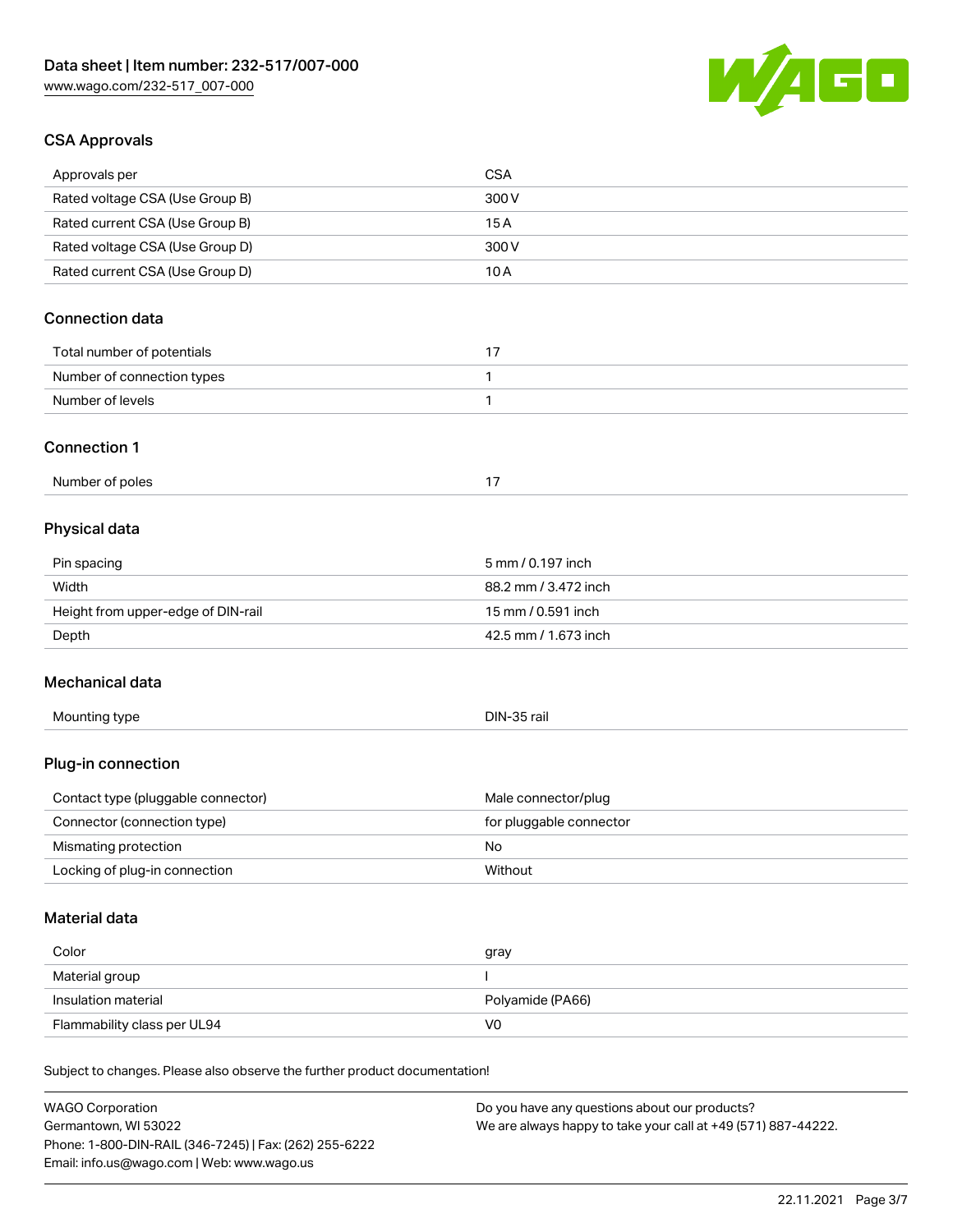## CSA Approvals

| Approvals per | CSA |
|---|---|
| Rated voltage CSA (Use Group B) | 300 V |
| Rated current CSA (Use Group B) | 15 A |
| Rated voltage CSA (Use Group D) | 300 V |
| Rated current CSA (Use Group D) | 10 A |

## Connection data

| Total number of potentials | 17 |
|---|---|
| Number of connection types | 1 |
| Number of levels | 1 |

## Connection 1

| Number of poles | 17 |
|---|---|

## Physical data

| Pin spacing | 5 mm / 0.197 inch |
|---|---|
| Width | 88.2 mm / 3.472 inch |
| Height from upper-edge of DIN-rail | 15 mm / 0.591 inch |
| Depth | 42.5 mm / 1.673 inch |

## Mechanical data

| Mounting type | DIN-35 rail |
|---|---|

## Plug-in connection

| Contact type (pluggable connector) | Male connector/plug |
|---|---|
| Connector (connection type) | for pluggable connector |
| Mismating protection | No |
| Locking of plug-in connection | Without |

## Material data

| Color | gray |
|---|---|
| Material group | I |
| Insulation material | Polyamide (PA66) |
| Flammability class per UL94 | V0 |

Subject to changes. Please also observe the further product documentation!

WAGO Corporation
Germantown, WI 53022
Phone: 1-800-DIN-RAIL (346-7245) | Fax: (262) 255-6222
Email: info.us@wago.com | Web: www.wago.us

Do you have any questions about our products?
We are always happy to take your call at +49 (571) 887-44222.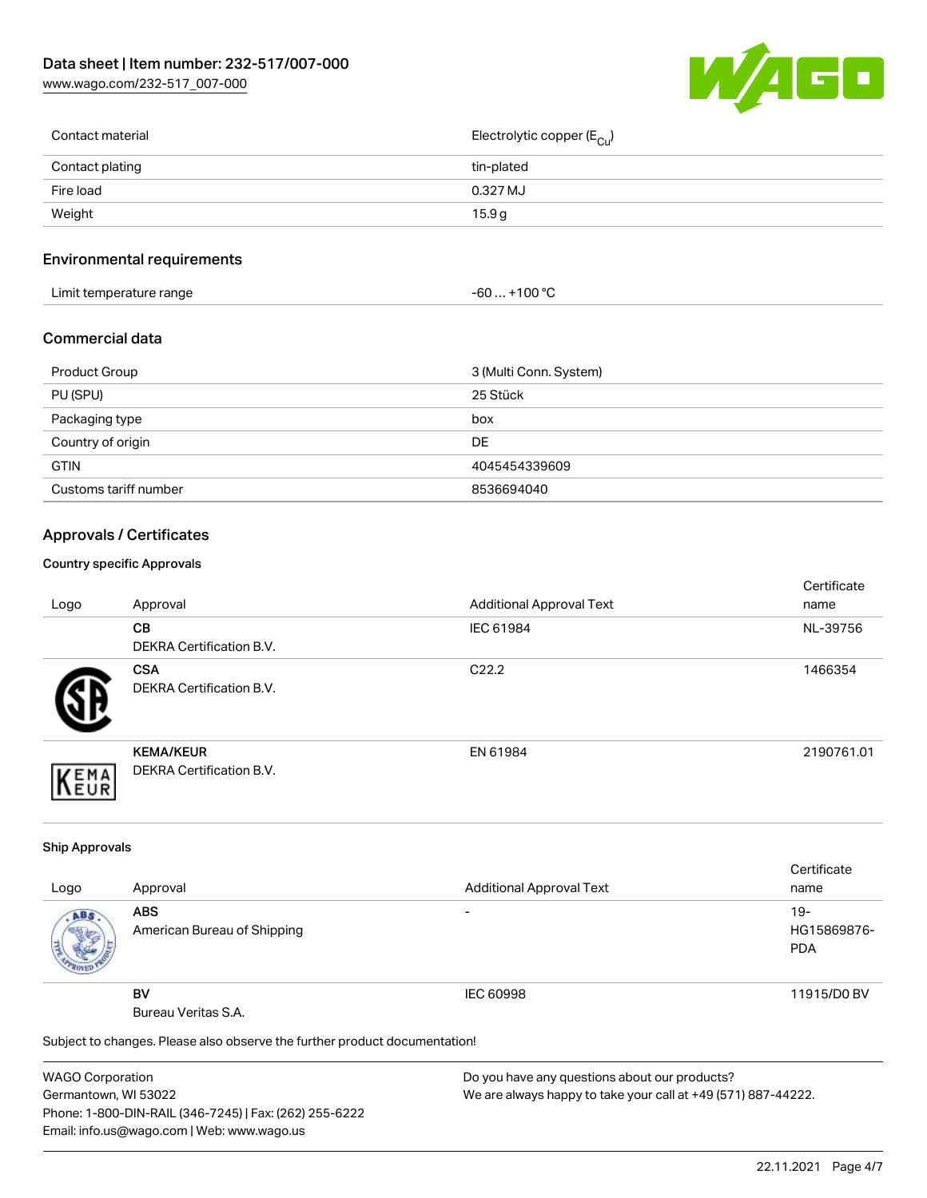| | |
|---|---|
| Contact material | Electrolytic copper ($E_{Cu}$) |
| Contact plating | tin-plated |
| Fire load | 0.327 MJ |
| Weight | 15.9 g |

## Environmental requirements

| | |
|---|---|
| Limit temperature range | -60 … +100 °C |

## Commercial data

| | |
|---|---|
| Product Group | 3 (Multi Conn. System) |
| PU (SPU) | 25 Stück |
| Packaging type | box |
| Country of origin | DE |
| GTIN | 4045454339609 |
| Customs tariff number | 8536694040 |

## Approvals / Certificates

### Country specific Approvals

| Logo | Approval | Additional Approval Text | Certificate name |
|---|---|---|---|
| | **CB**<br>DEKRA Certification B.V. | IEC 61984 | NL-39756 |
| | **CSA**<br>DEKRA Certification B.V. | C22.2 | 1466354 |
| | **KEMA/KEUR**<br>DEKRA Certification B.V. | EN 61984 | 2190761.01 |

### Ship Approvals

| Logo | Approval | Additional Approval Text | Certificate name |
|---|---|---|---|
| | **ABS**<br>American Bureau of Shipping | - | 19-HG15869876-PDA |
| | **BV**<br>Bureau Veritas S.A. | IEC 60998 | 11915/D0 BV |

Subject to changes. Please also observe the further product documentation!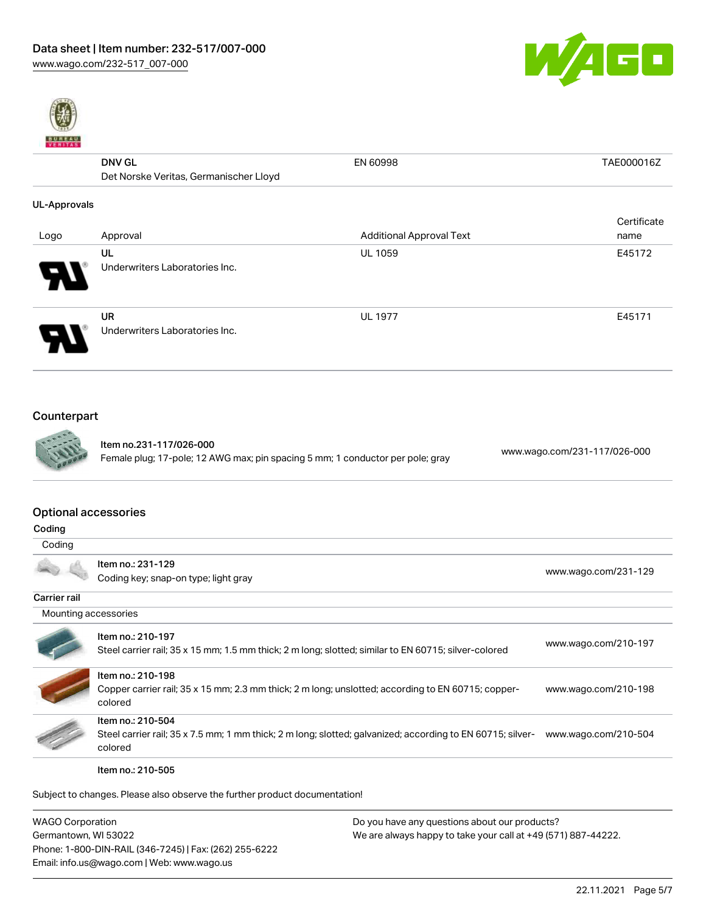| | DNV GL<br>Det Norske Veritas, Germanischer Lloyd | EN 60998 | TAE000016Z |
|---|---|---|---|

**UL-Approvals**

| Logo | Approval | Additional Approval Text | Certificate name |
|---|---|---|---|
| | UL<br>Underwriters Laboratories Inc. | UL 1059 | E45172 |
| | UR<br>Underwriters Laboratories Inc. | UL 1977 | E45171 |

## Counterpart

| | | |
|---|---|---|
| | Item no.231-117/026-000<br>Female plug; 17-pole; 12 AWG max; pin spacing 5 mm; 1 conductor per pole; gray | www.wago.com/231-117/026-000 |

## Optional accessories

**Coding**

Coding

| | | |
|---|---|---|
| | Item no.: 231-129<br>Coding key; snap-on type; light gray | www.wago.com/231-129 |

**Carrier rail**

Mounting accessories

| | | |
|---|---|---|
| | Item no.: 210-197<br>Steel carrier rail; 35 x 15 mm; 1.5 mm thick; 2 m long; slotted; similar to EN 60715; silver-colored | www.wago.com/210-197 |
| | Item no.: 210-198<br>Copper carrier rail; 35 x 15 mm; 2.3 mm thick; 2 m long; unslotted; according to EN 60715; copper-colored | www.wago.com/210-198 |
| | Item no.: 210-504<br>Steel carrier rail; 35 x 7.5 mm; 1 mm thick; 2 m long; slotted; galvanized; according to EN 60715; silver-colored | www.wago.com/210-504 |
| | Item no.: 210-505 | |

Subject to changes. Please also observe the further product documentation!

WAGO Corporation
Germantown, WI 53022
Phone: 1-800-DIN-RAIL (346-7245) | Fax: (262) 255-6222
Email: info.us@wago.com | Web: www.wago.us

Do you have any questions about our products?
We are always happy to take your call at +49 (571) 887-44222.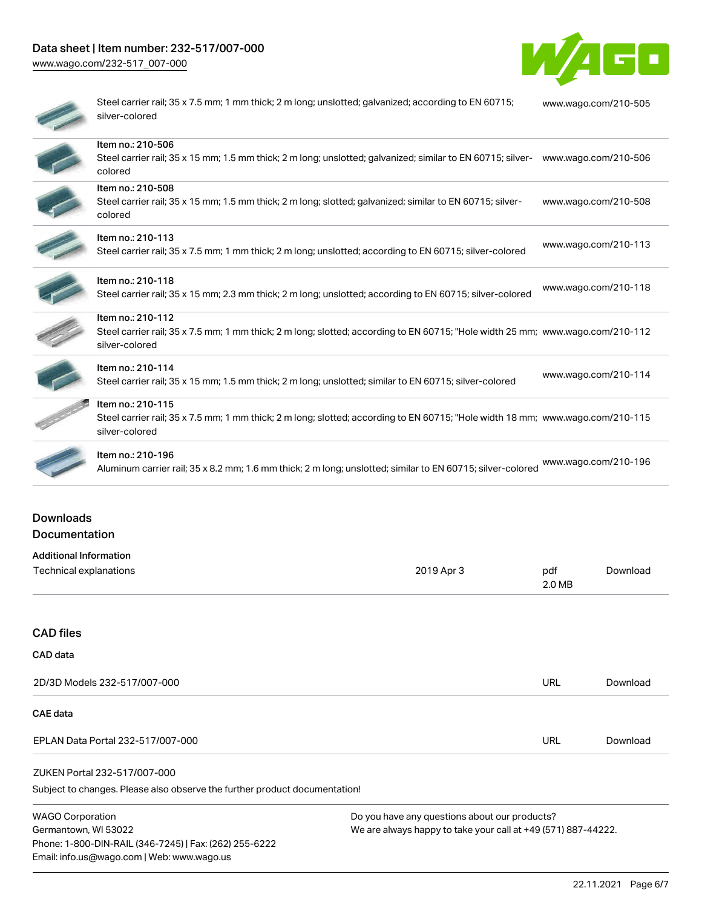| | |
|---|---|
| Steel carrier rail; 35 x 7.5 mm; 1 mm thick; 2 m long; unslotted; galvanized; according to EN 60715; silver-colored | www.wago.com/210-505 |
| Item no.: 210-506<br>Steel carrier rail; 35 x 15 mm; 1.5 mm thick; 2 m long; unslotted; galvanized; similar to EN 60715; silver-colored | www.wago.com/210-506 |
| Item no.: 210-508<br>Steel carrier rail; 35 x 15 mm; 1.5 mm thick; 2 m long; slotted; galvanized; similar to EN 60715; silver-colored | www.wago.com/210-508 |
| Item no.: 210-113<br>Steel carrier rail; 35 x 7.5 mm; 1 mm thick; 2 m long; unslotted; according to EN 60715; silver-colored | www.wago.com/210-113 |
| Item no.: 210-118<br>Steel carrier rail; 35 x 15 mm; 2.3 mm thick; 2 m long; unslotted; according to EN 60715; silver-colored | www.wago.com/210-118 |
| Item no.: 210-112<br>Steel carrier rail; 35 x 7.5 mm; 1 mm thick; 2 m long; slotted; according to EN 60715; "Hole width 25 mm; silver-colored | www.wago.com/210-112 |
| Item no.: 210-114<br>Steel carrier rail; 35 x 15 mm; 1.5 mm thick; 2 m long; unslotted; similar to EN 60715; silver-colored | www.wago.com/210-114 |
| Item no.: 210-115<br>Steel carrier rail; 35 x 7.5 mm; 1 mm thick; 2 m long; slotted; according to EN 60715; "Hole width 18 mm; silver-colored | www.wago.com/210-115 |
| Item no.: 210-196<br>Aluminum carrier rail; 35 x 8.2 mm; 1.6 mm thick; 2 m long; unslotted; similar to EN 60715; silver-colored | www.wago.com/210-196 |

## Downloads

### Documentation

**Additional Information**

| | | | |
|---|---|---|---|
| Technical explanations | 2019 Apr 3 | pdf 2.0 MB | Download |

### CAD files

**CAD data**

| | | |
|---|---|---|
| 2D/3D Models 232-517/007-000 | URL | Download |

**CAE data**

| | | |
|---|---|---|
| EPLAN Data Portal 232-517/007-000 | URL | Download |
| ZUKEN Portal 232-517/007-000 | | |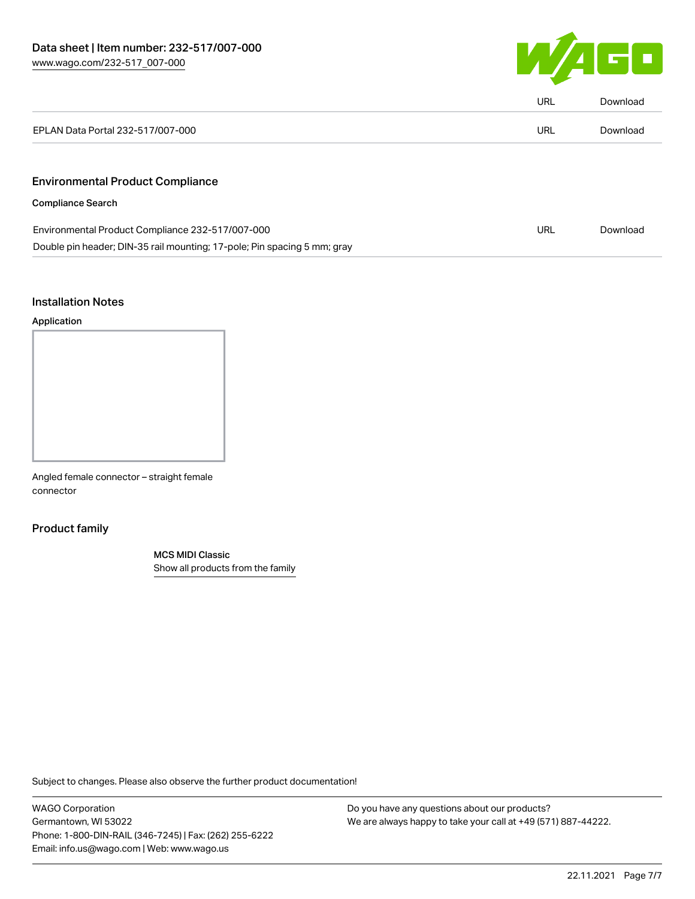| | URL | Download |
|---|---|---|
| EPLAN Data Portal 232-517/007-000 | URL | Download |

## Environmental Product Compliance

### Compliance Search

| | | |
|---|---|---|
| Environmental Product Compliance 232-517/007-000<br>Double pin header; DIN-35 rail mounting; 17-pole; Pin spacing 5 mm; gray | URL | Download |

## Installation Notes

### Application

Angled female connector – straight female connector

## Product family

**MCS MIDI Classic**
Show all products from the family

Subject to changes. Please also observe the further product documentation!

WAGO Corporation
Germantown, WI 53022
Phone: 1-800-DIN-RAIL (346-7245) | Fax: (262) 255-6222
Email: info.us@wago.com | Web: www.wago.us

Do you have any questions about our products?
We are always happy to take your call at +49 (571) 887-44222.